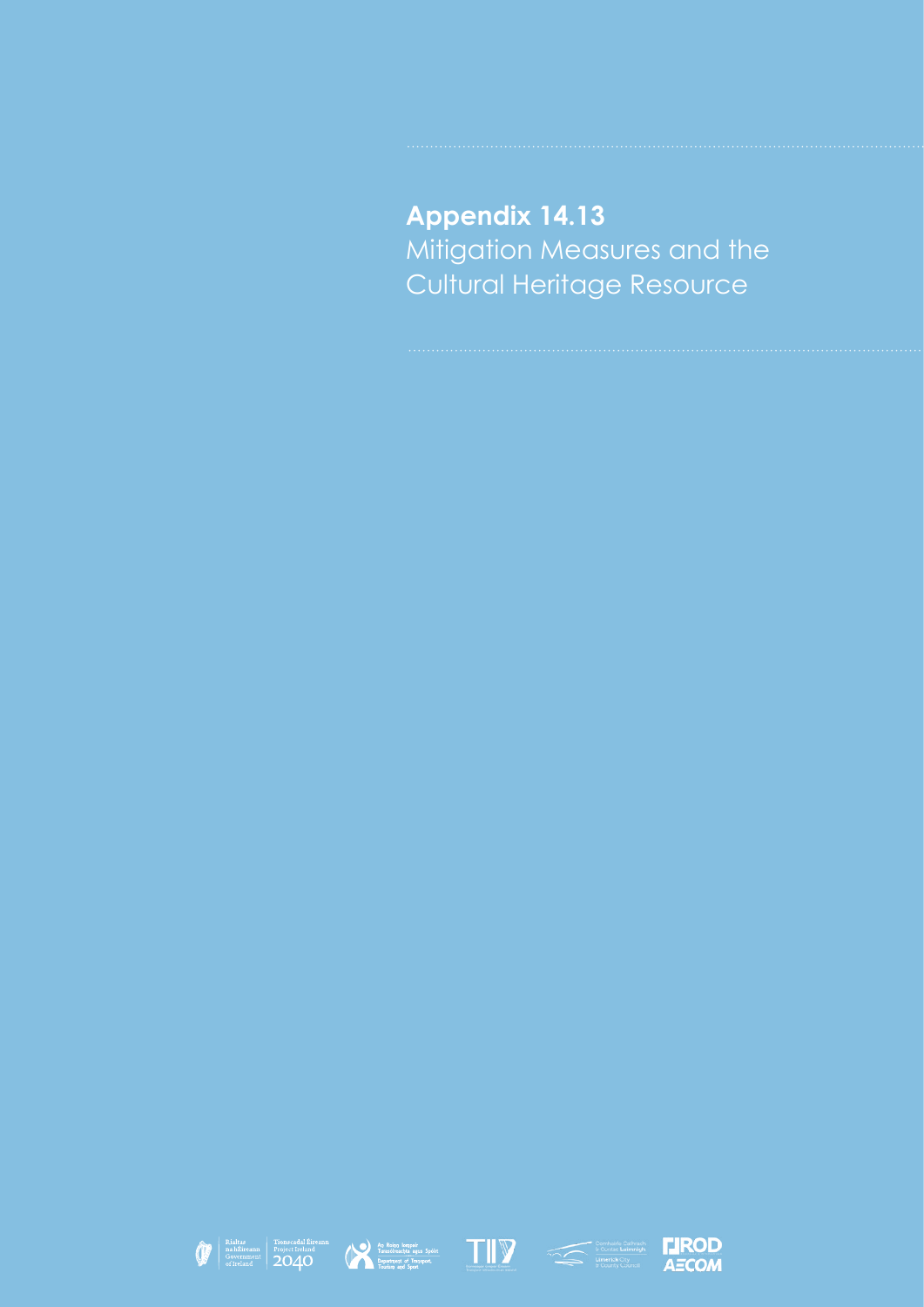# Appendix 14.13

Mitigation Measures and the Cultural Heritage Resource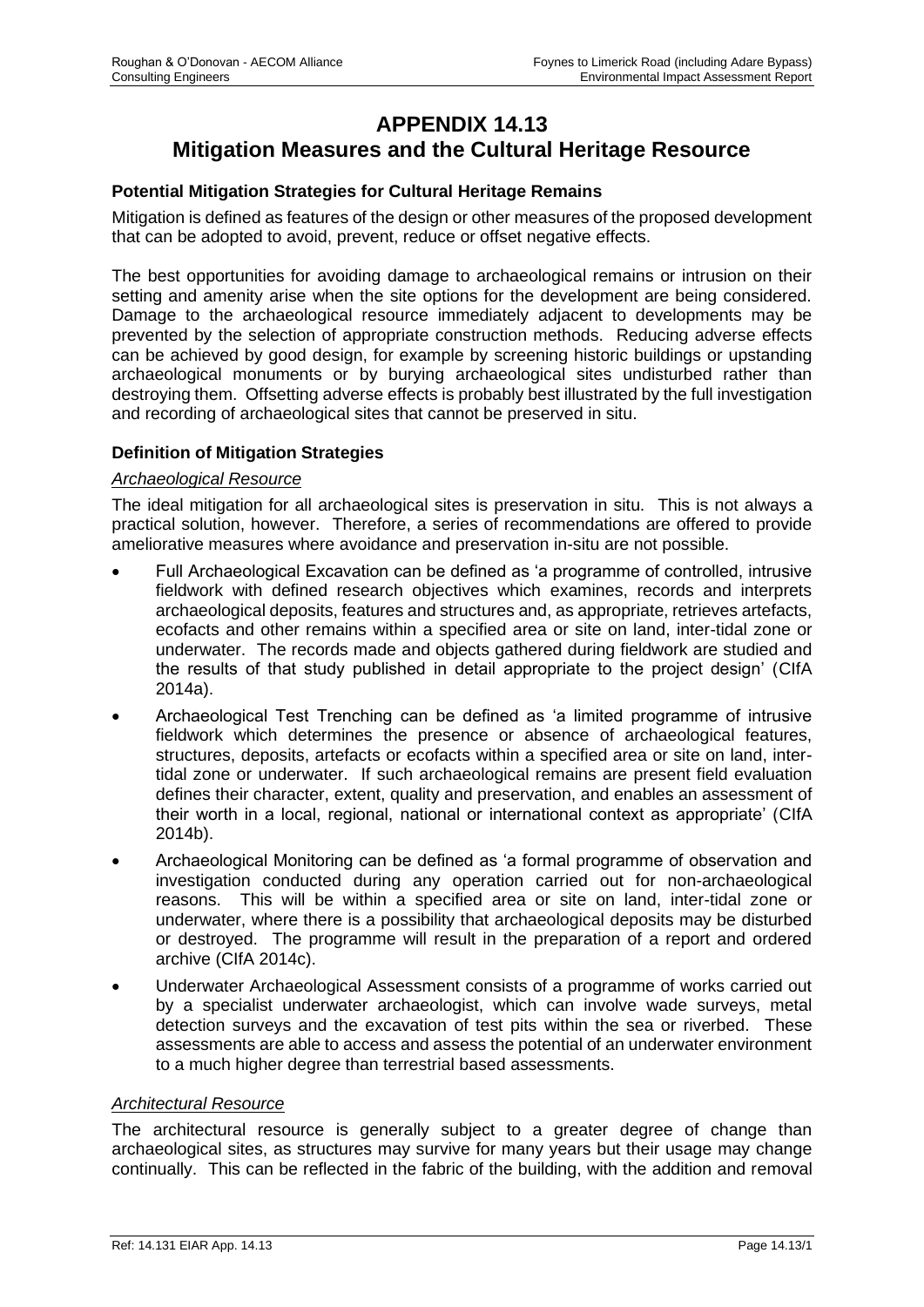# APPENDIX 14.13
# Mitigation Measures and the Cultural Heritage Resource

### Potential Mitigation Strategies for Cultural Heritage Remains

Mitigation is defined as features of the design or other measures of the proposed development that can be adopted to avoid, prevent, reduce or offset negative effects.

The best opportunities for avoiding damage to archaeological remains or intrusion on their setting and amenity arise when the site options for the development are being considered. Damage to the archaeological resource immediately adjacent to developments may be prevented by the selection of appropriate construction methods. Reducing adverse effects can be achieved by good design, for example by screening historic buildings or upstanding archaeological monuments or by burying archaeological sites undisturbed rather than destroying them. Offsetting adverse effects is probably best illustrated by the full investigation and recording of archaeological sites that cannot be preserved in situ.

### Definition of Mitigation Strategies

*Archaeological Resource*

The ideal mitigation for all archaeological sites is preservation in situ. This is not always a practical solution, however. Therefore, a series of recommendations are offered to provide ameliorative measures where avoidance and preservation in-situ are not possible.

- Full Archaeological Excavation can be defined as 'a programme of controlled, intrusive fieldwork with defined research objectives which examines, records and interprets archaeological deposits, features and structures and, as appropriate, retrieves artefacts, ecofacts and other remains within a specified area or site on land, inter-tidal zone or underwater. The records made and objects gathered during fieldwork are studied and the results of that study published in detail appropriate to the project design' (CIfA 2014a).
- Archaeological Test Trenching can be defined as 'a limited programme of intrusive fieldwork which determines the presence or absence of archaeological features, structures, deposits, artefacts or ecofacts within a specified area or site on land, inter-tidal zone or underwater. If such archaeological remains are present field evaluation defines their character, extent, quality and preservation, and enables an assessment of their worth in a local, regional, national or international context as appropriate' (CIfA 2014b).
- Archaeological Monitoring can be defined as 'a formal programme of observation and investigation conducted during any operation carried out for non-archaeological reasons. This will be within a specified area or site on land, inter-tidal zone or underwater, where there is a possibility that archaeological deposits may be disturbed or destroyed. The programme will result in the preparation of a report and ordered archive (CIfA 2014c).
- Underwater Archaeological Assessment consists of a programme of works carried out by a specialist underwater archaeologist, which can involve wade surveys, metal detection surveys and the excavation of test pits within the sea or riverbed. These assessments are able to access and assess the potential of an underwater environment to a much higher degree than terrestrial based assessments.

*Architectural Resource*

The architectural resource is generally subject to a greater degree of change than archaeological sites, as structures may survive for many years but their usage may change continually. This can be reflected in the fabric of the building, with the addition and removal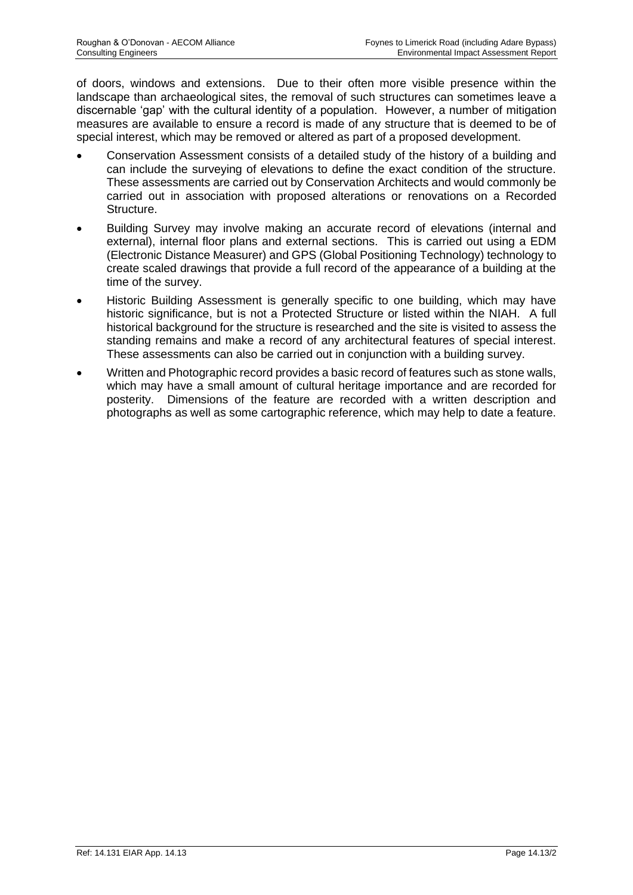of doors, windows and extensions. Due to their often more visible presence within the landscape than archaeological sites, the removal of such structures can sometimes leave a discernable 'gap' with the cultural identity of a population. However, a number of mitigation measures are available to ensure a record is made of any structure that is deemed to be of special interest, which may be removed or altered as part of a proposed development.

- Conservation Assessment consists of a detailed study of the history of a building and can include the surveying of elevations to define the exact condition of the structure. These assessments are carried out by Conservation Architects and would commonly be carried out in association with proposed alterations or renovations on a Recorded Structure.
- Building Survey may involve making an accurate record of elevations (internal and external), internal floor plans and external sections. This is carried out using a EDM (Electronic Distance Measurer) and GPS (Global Positioning Technology) technology to create scaled drawings that provide a full record of the appearance of a building at the time of the survey.
- Historic Building Assessment is generally specific to one building, which may have historic significance, but is not a Protected Structure or listed within the NIAH. A full historical background for the structure is researched and the site is visited to assess the standing remains and make a record of any architectural features of special interest. These assessments can also be carried out in conjunction with a building survey.
- Written and Photographic record provides a basic record of features such as stone walls, which may have a small amount of cultural heritage importance and are recorded for posterity. Dimensions of the feature are recorded with a written description and photographs as well as some cartographic reference, which may help to date a feature.